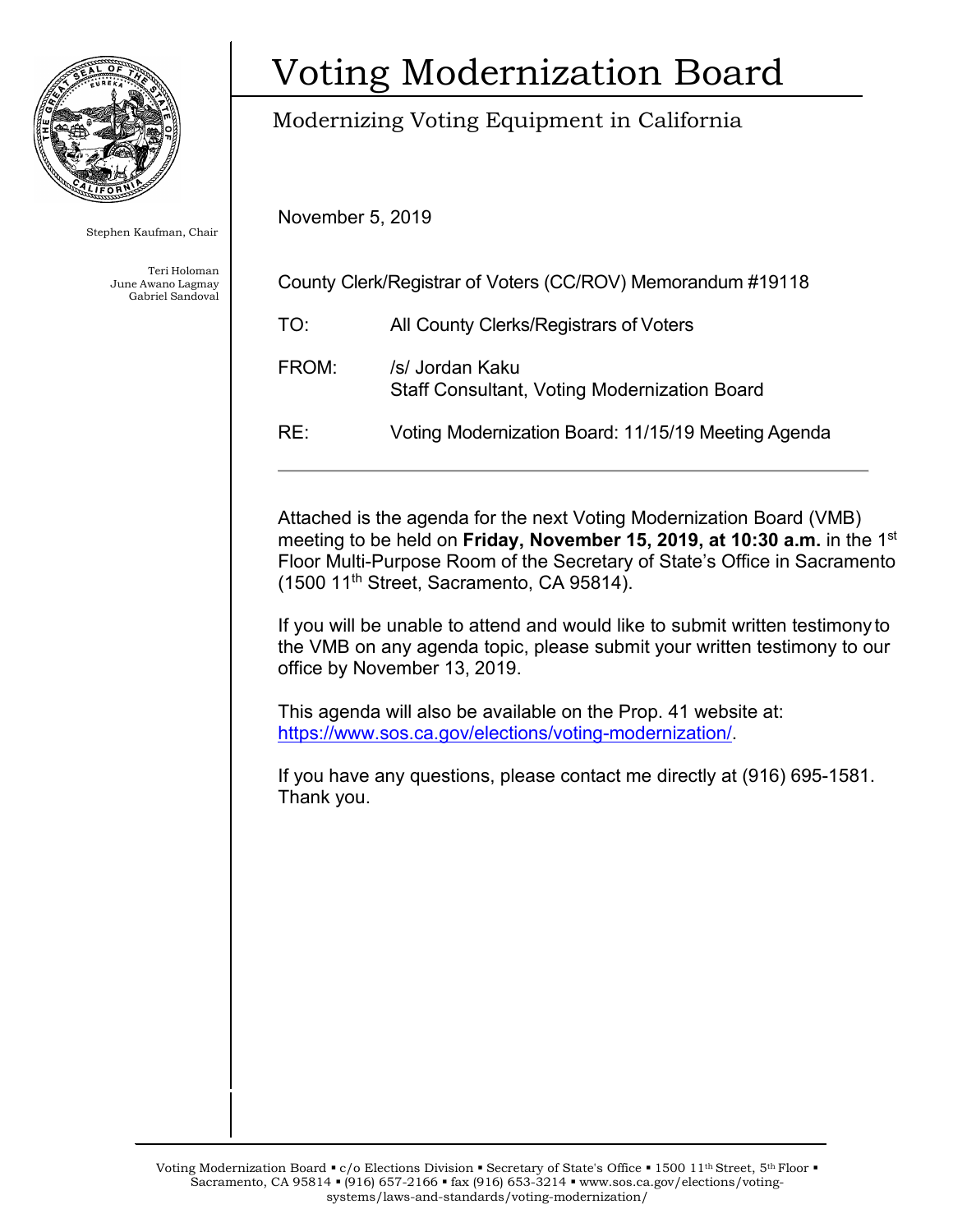# Voting Modernization Board

## Modernizing Voting Equipment in California

Stephen Kaufman, Chair

Teri Holoman
June Awano Lagmay
Gabriel Sandoval

November 5, 2019

County Clerk/Registrar of Voters (CC/ROV) Memorandum #19118

TO: All County Clerks/Registrars of Voters

FROM: /s/ Jordan Kaku
Staff Consultant, Voting Modernization Board

RE: Voting Modernization Board: 11/15/19 Meeting Agenda

---

Attached is the agenda for the next Voting Modernization Board (VMB) meeting to be held on **Friday, November 15, 2019, at 10:30 a.m.** in the 1st Floor Multi-Purpose Room of the Secretary of State's Office in Sacramento (1500 11th Street, Sacramento, CA 95814).

If you will be unable to attend and would like to submit written testimony to the VMB on any agenda topic, please submit your written testimony to our office by November 13, 2019.

This agenda will also be available on the Prop. 41 website at: https://www.sos.ca.gov/elections/voting-modernization/.

If you have any questions, please contact me directly at (916) 695-1581. Thank you.

Voting Modernization Board ▪ c/o Elections Division ▪ Secretary of State's Office ▪ 1500 11th Street, 5th Floor ▪ Sacramento, CA 95814 ▪ (916) 657-2166 ▪ fax (916) 653-3214 ▪ www.sos.ca.gov/elections/voting-systems/laws-and-standards/voting-modernization/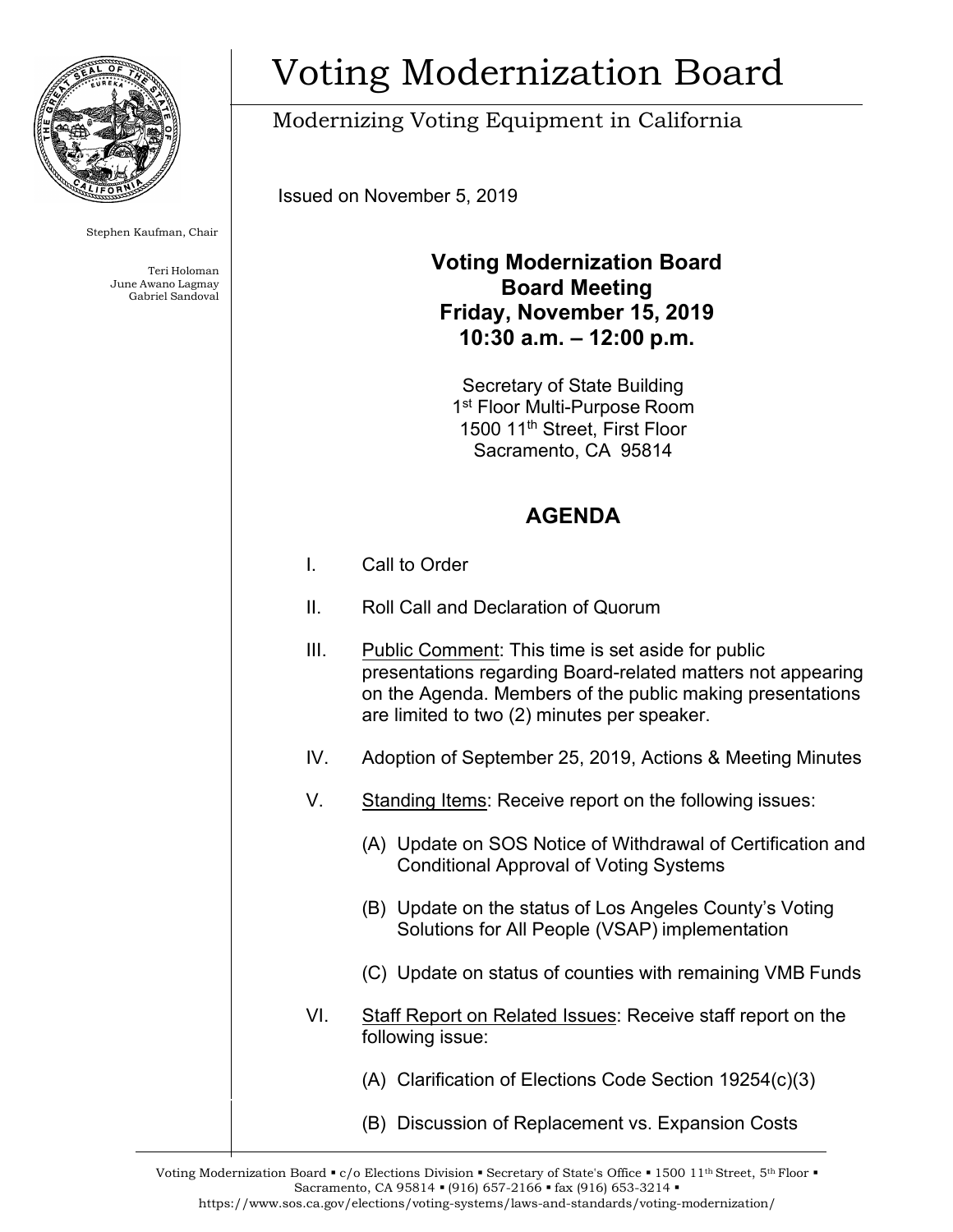# Voting Modernization Board

Modernizing Voting Equipment in California

Stephen Kaufman, Chair

Teri Holoman
June Awano Lagmay
Gabriel Sandoval

Issued on November 5, 2019

**Voting Modernization Board**
**Board Meeting**
**Friday, November 15, 2019**
**10:30 a.m. – 12:00 p.m.**

Secretary of State Building
1st Floor Multi-Purpose Room
1500 11th Street, First Floor
Sacramento, CA 95814

## AGENDA

I. Call to Order

II. Roll Call and Declaration of Quorum

III. Public Comment: This time is set aside for public presentations regarding Board-related matters not appearing on the Agenda. Members of the public making presentations are limited to two (2) minutes per speaker.

IV. Adoption of September 25, 2019, Actions & Meeting Minutes

V. Standing Items: Receive report on the following issues:

   (A) Update on SOS Notice of Withdrawal of Certification and Conditional Approval of Voting Systems

   (B) Update on the status of Los Angeles County's Voting Solutions for All People (VSAP) implementation

   (C) Update on status of counties with remaining VMB Funds

VI. Staff Report on Related Issues: Receive staff report on the following issue:

   (A) Clarification of Elections Code Section 19254(c)(3)

   (B) Discussion of Replacement vs. Expansion Costs

Voting Modernization Board ▪ c/o Elections Division ▪ Secretary of State's Office ▪ 1500 11th Street, 5th Floor ▪ Sacramento, CA 95814 ▪ (916) 657-2166 ▪ fax (916) 653-3214 ▪ https://www.sos.ca.gov/elections/voting-systems/laws-and-standards/voting-modernization/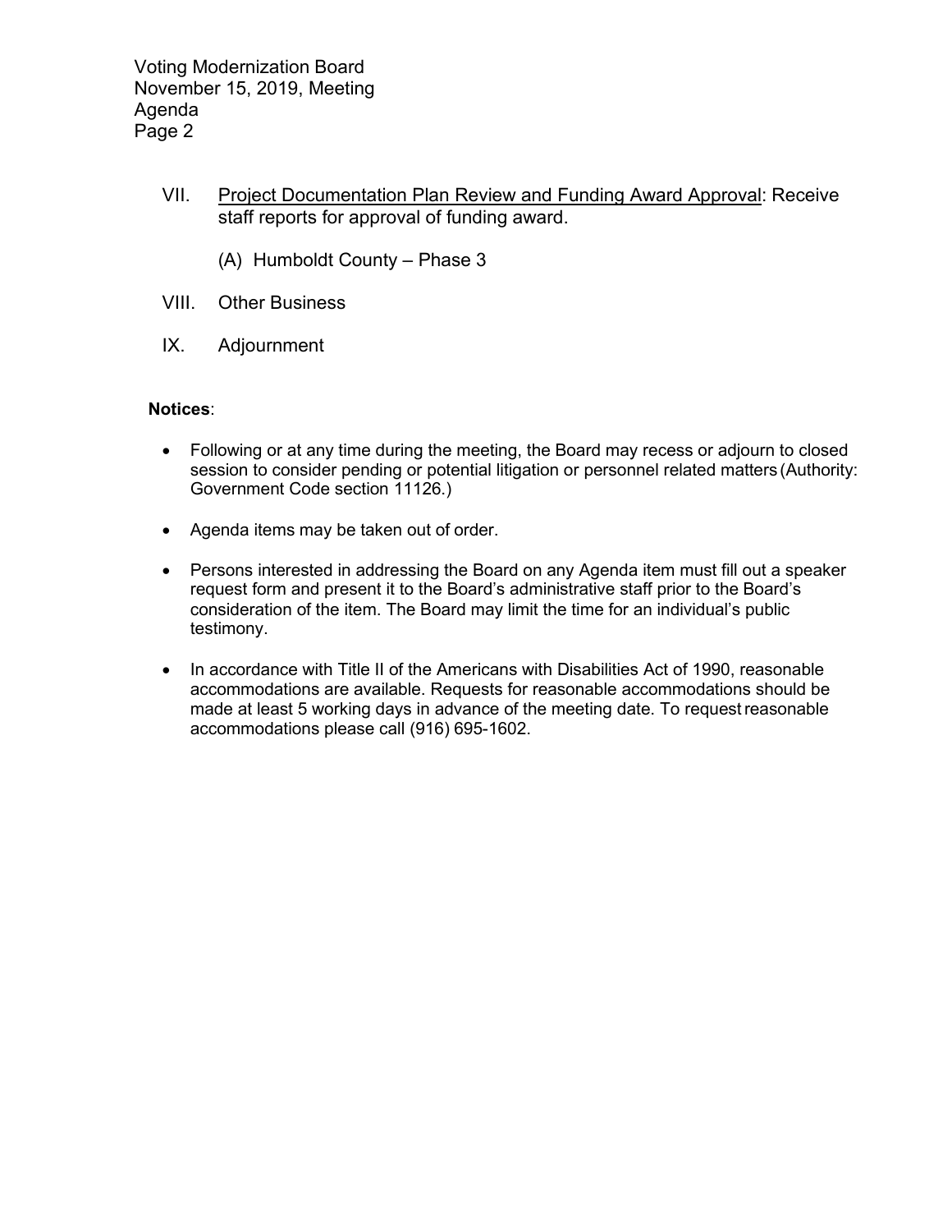VII. <u>Project Documentation Plan Review and Funding Award Approval</u>: Receive staff reports for approval of funding award.

    (A) Humboldt County – Phase 3

VIII. Other Business

IX. Adjournment

**Notices**:

- Following or at any time during the meeting, the Board may recess or adjourn to closed session to consider pending or potential litigation or personnel related matters (Authority: Government Code section 11126.)
- Agenda items may be taken out of order.
- Persons interested in addressing the Board on any Agenda item must fill out a speaker request form and present it to the Board's administrative staff prior to the Board's consideration of the item. The Board may limit the time for an individual's public testimony.
- In accordance with Title II of the Americans with Disabilities Act of 1990, reasonable accommodations are available. Requests for reasonable accommodations should be made at least 5 working days in advance of the meeting date. To request reasonable accommodations please call (916) 695-1602.